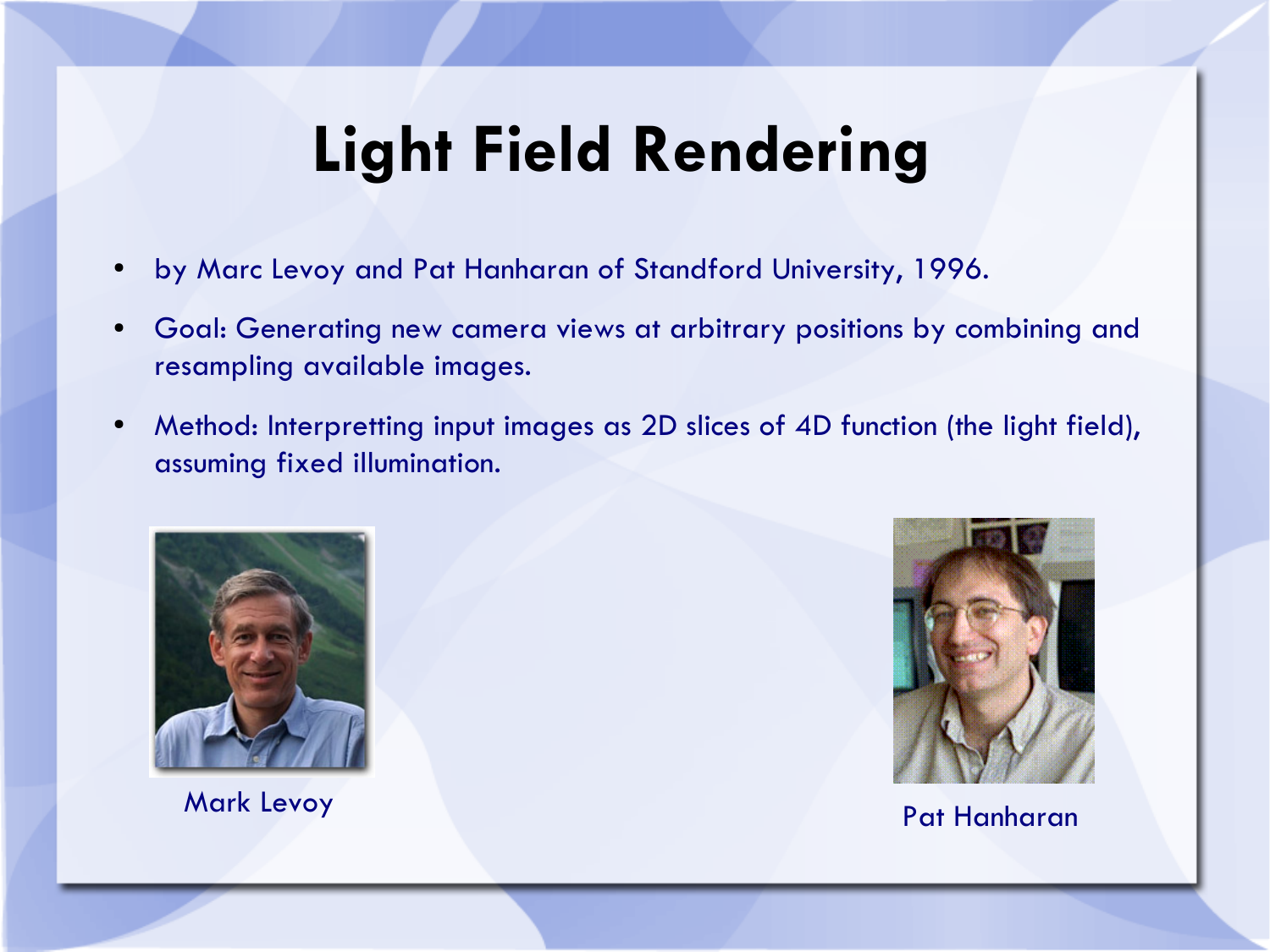# Light Field Rendering

- by Marc Levoy and Pat Hanharan of Standford University, 1996.
- Goal: Generating new camera views at arbitrary positions by combining and resampling available images.
- Method: Interpretting input images as 2D slices of 4D function (the light field), assuming fixed illumination.

Mark Levoy

Pat Hanharan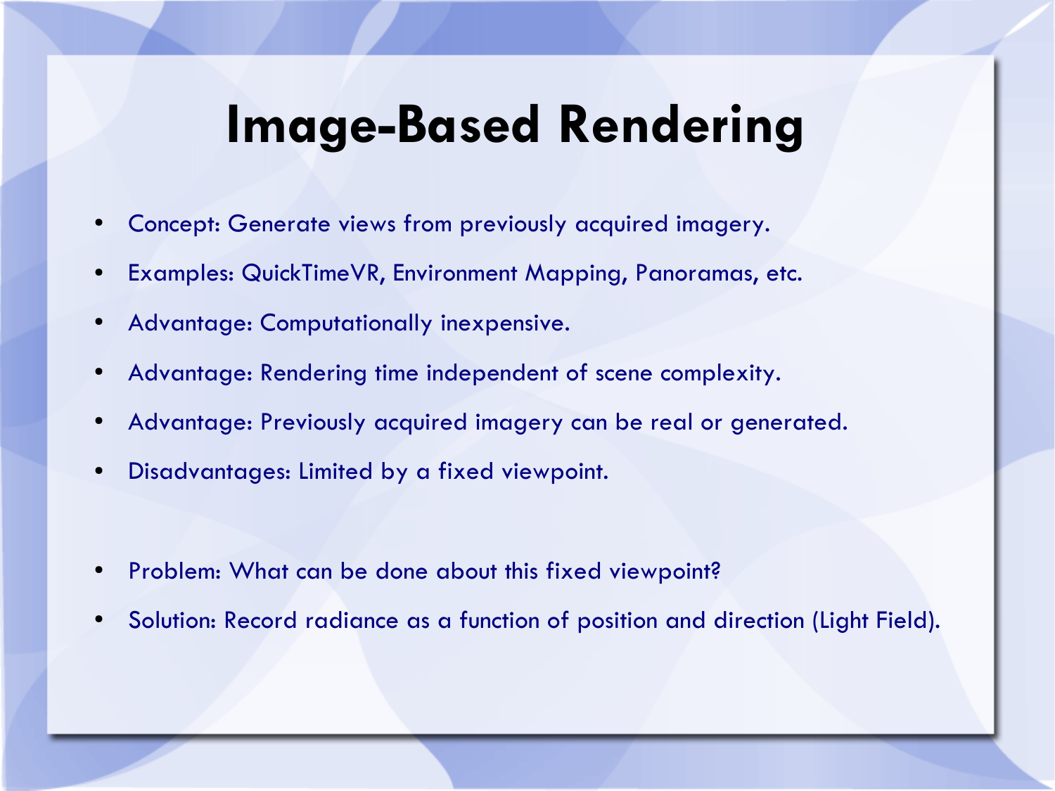# Image-Based Rendering

- Concept: Generate views from previously acquired imagery.
- Examples: QuickTimeVR, Environment Mapping, Panoramas, etc.
- Advantage: Computationally inexpensive.
- Advantage: Rendering time independent of scene complexity.
- Advantage: Previously acquired imagery can be real or generated.
- Disadvantages: Limited by a fixed viewpoint.

- Problem: What can be done about this fixed viewpoint?
- Solution: Record radiance as a function of position and direction (Light Field).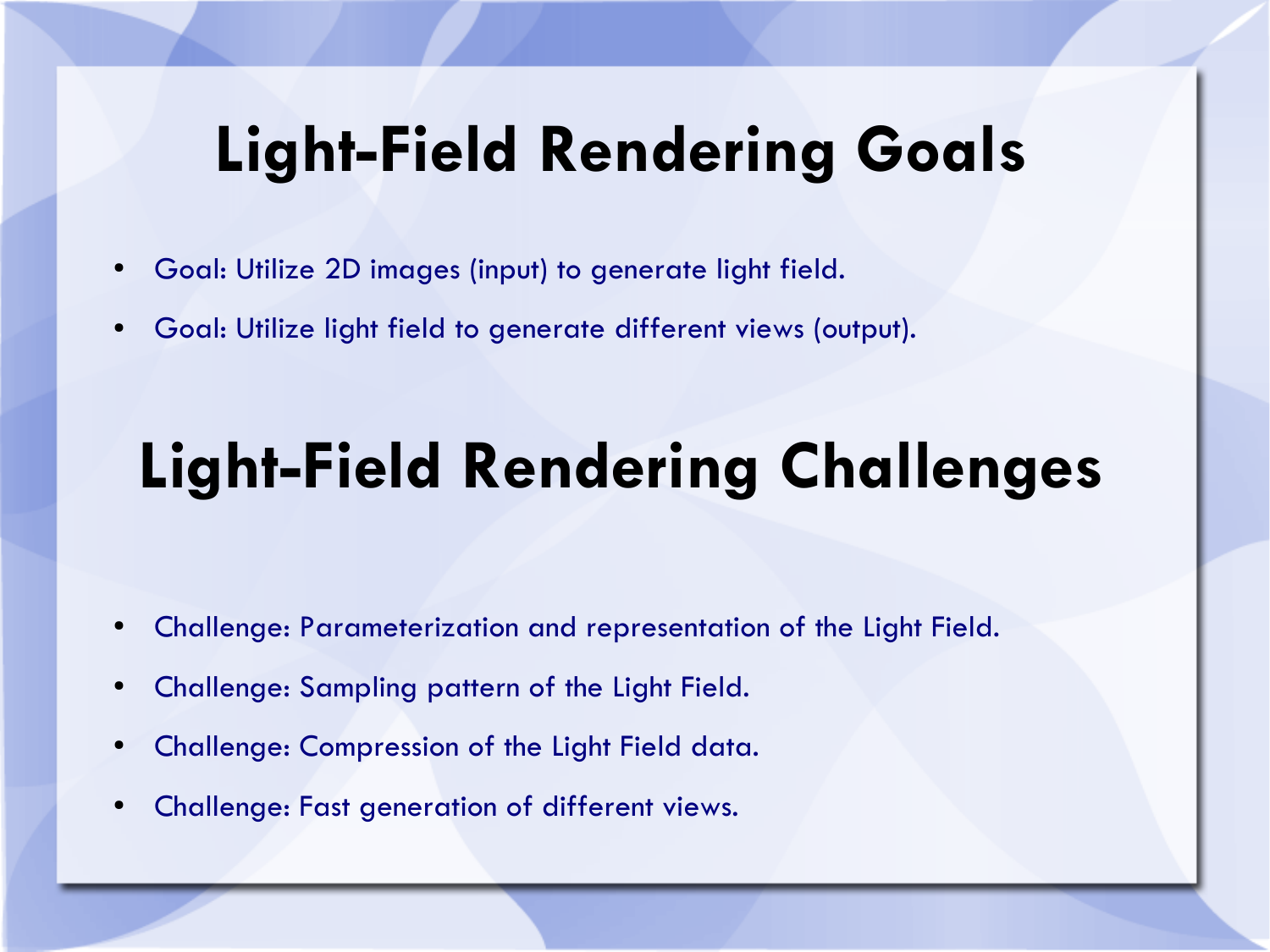# Light-Field Rendering Goals

- Goal: Utilize 2D images (input) to generate light field.
- Goal: Utilize light field to generate different views (output).

# Light-Field Rendering Challenges

- Challenge: Parameterization and representation of the Light Field.
- Challenge: Sampling pattern of the Light Field.
- Challenge: Compression of the Light Field data.
- Challenge: Fast generation of different views.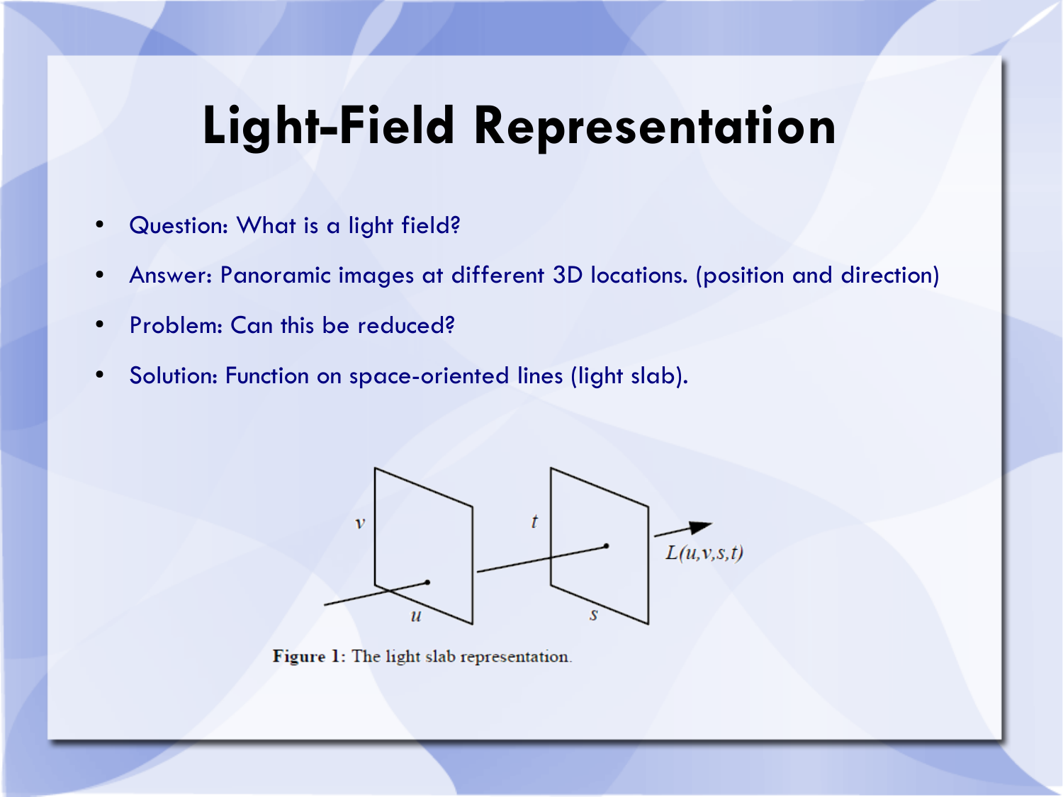# Light-Field Representation

- Question: What is a light field?
- Answer: Panoramic images at different 3D locations. (position and direction)
- Problem: Can this be reduced?
- Solution: Function on space-oriented lines (light slab).

**Figure 1:** The light slab representation.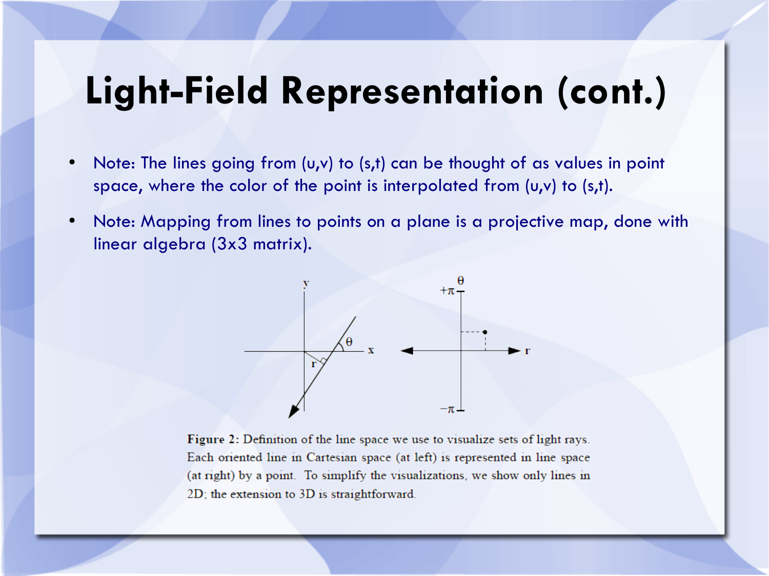# Light-Field Representation (cont.)

- Note: The lines going from (u,v) to (s,t) can be thought of as values in point space, where the color of the point is interpolated from (u,v) to (s,t).
- Note: Mapping from lines to points on a plane is a projective map, done with linear algebra (3x3 matrix).

**Figure 2:** Definition of the line space we use to visualize sets of light rays. Each oriented line in Cartesian space (at left) is represented in line space (at right) by a point. To simplify the visualizations, we show only lines in 2D; the extension to 3D is straightforward.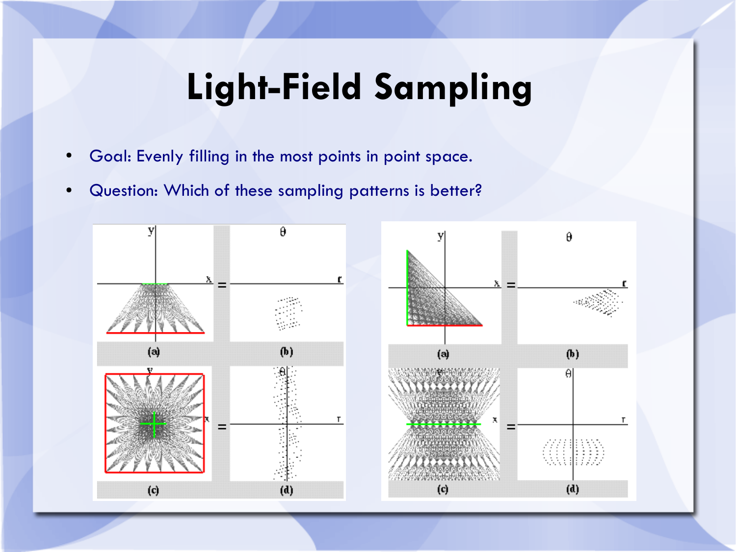# Light-Field Sampling

- Goal: Evenly filling in the most points in point space.
- Question: Which of these sampling patterns is better?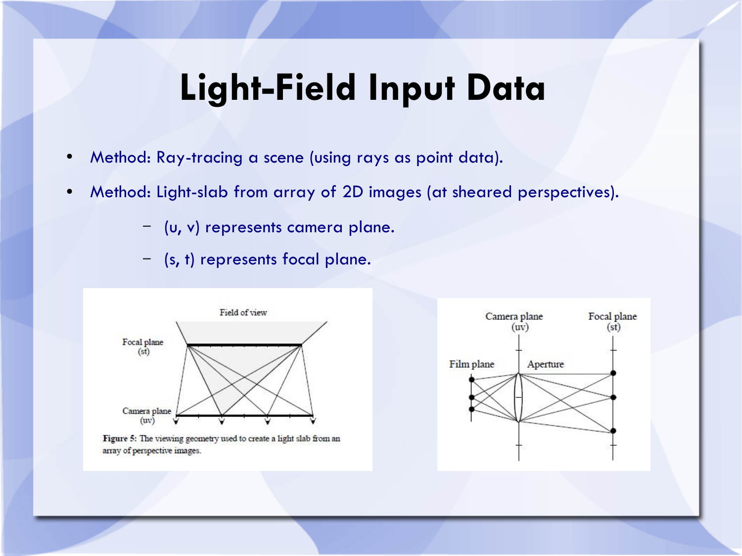# Light-Field Input Data

- Method: Ray-tracing a scene (using rays as point data).
- Method: Light-slab from array of 2D images (at sheared perspectives).
  - (u, v) represents camera plane.
  - (s, t) represents focal plane.

**Figure 5:** The viewing geometry used to create a light slab from an array of perspective images.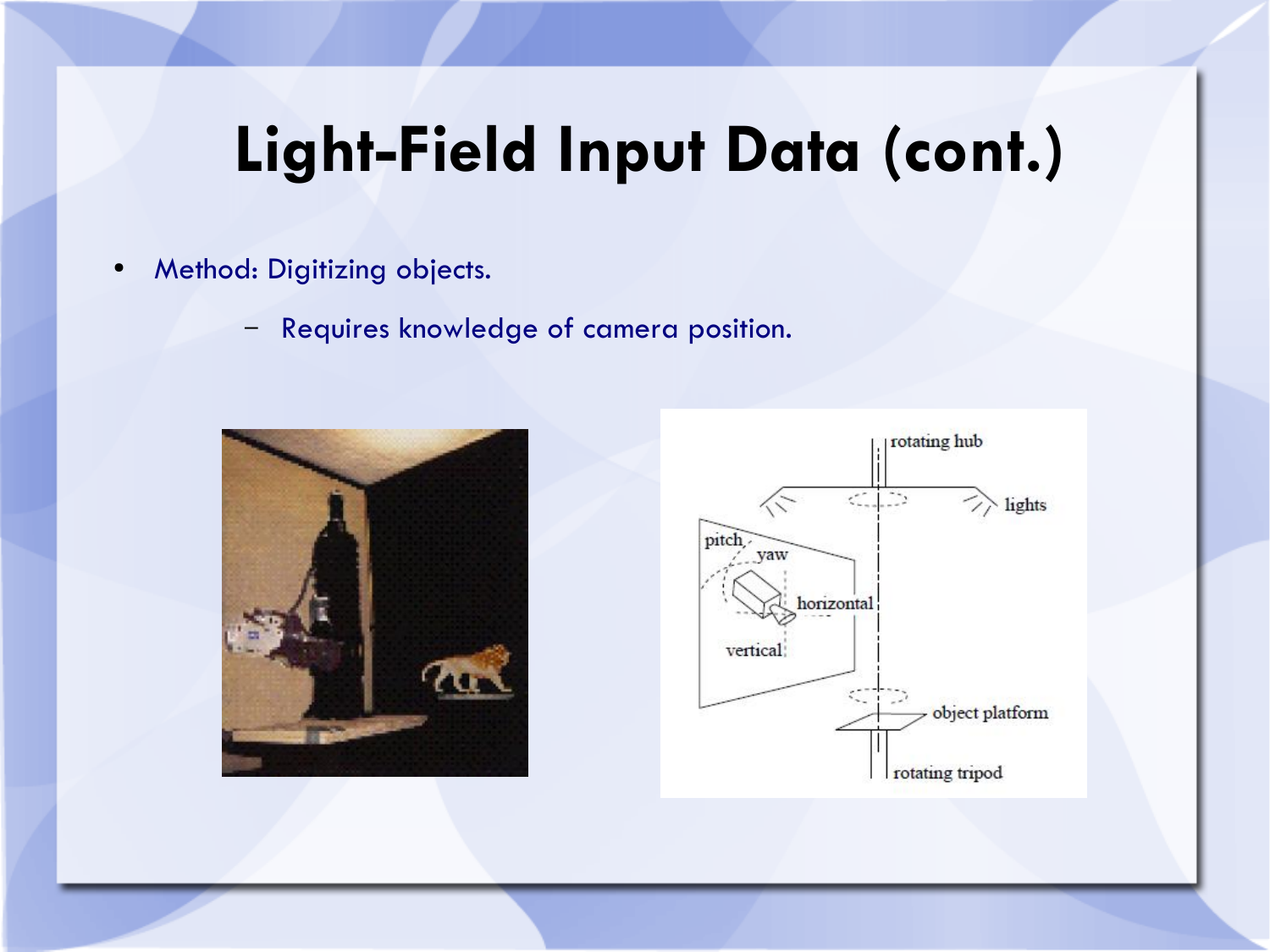# Light-Field Input Data (cont.)

- Method: Digitizing objects.
  - Requires knowledge of camera position.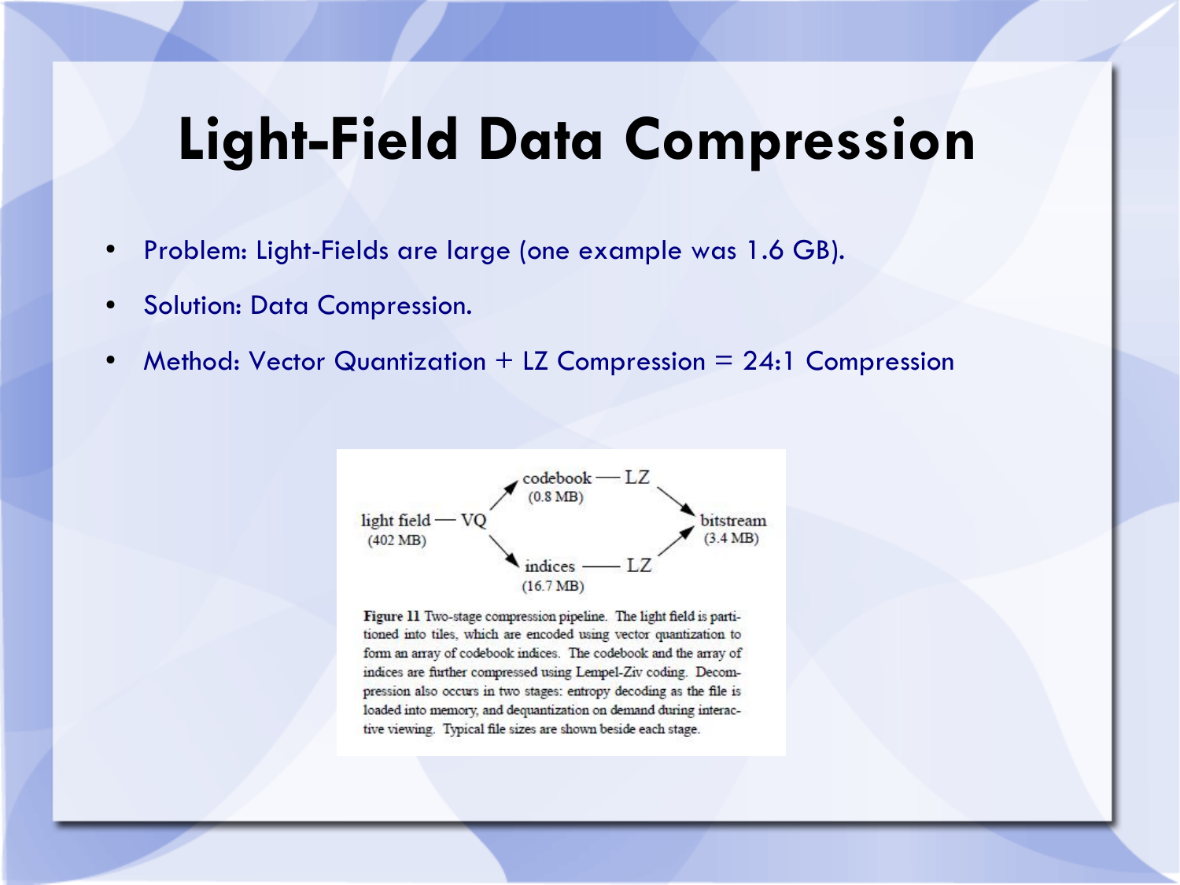# Light-Field Data Compression

- Problem: Light-Fields are large (one example was 1.6 GB).
- Solution: Data Compression.
- Method: Vector Quantization + LZ Compression = 24:1 Compression

light field (402 MB) — VQ → codebook (0.8 MB) — LZ → bitstream (3.4 MB)

light field (402 MB) — VQ → indices (16.7 MB) — LZ → bitstream (3.4 MB)

**Figure 11** Two-stage compression pipeline. The light field is partitioned into tiles, which are encoded using vector quantization to form an array of codebook indices. The codebook and the array of indices are further compressed using Lempel-Ziv coding. Decompression also occurs in two stages: entropy decoding as the file is loaded into memory, and dequantization on demand during interactive viewing. Typical file sizes are shown beside each stage.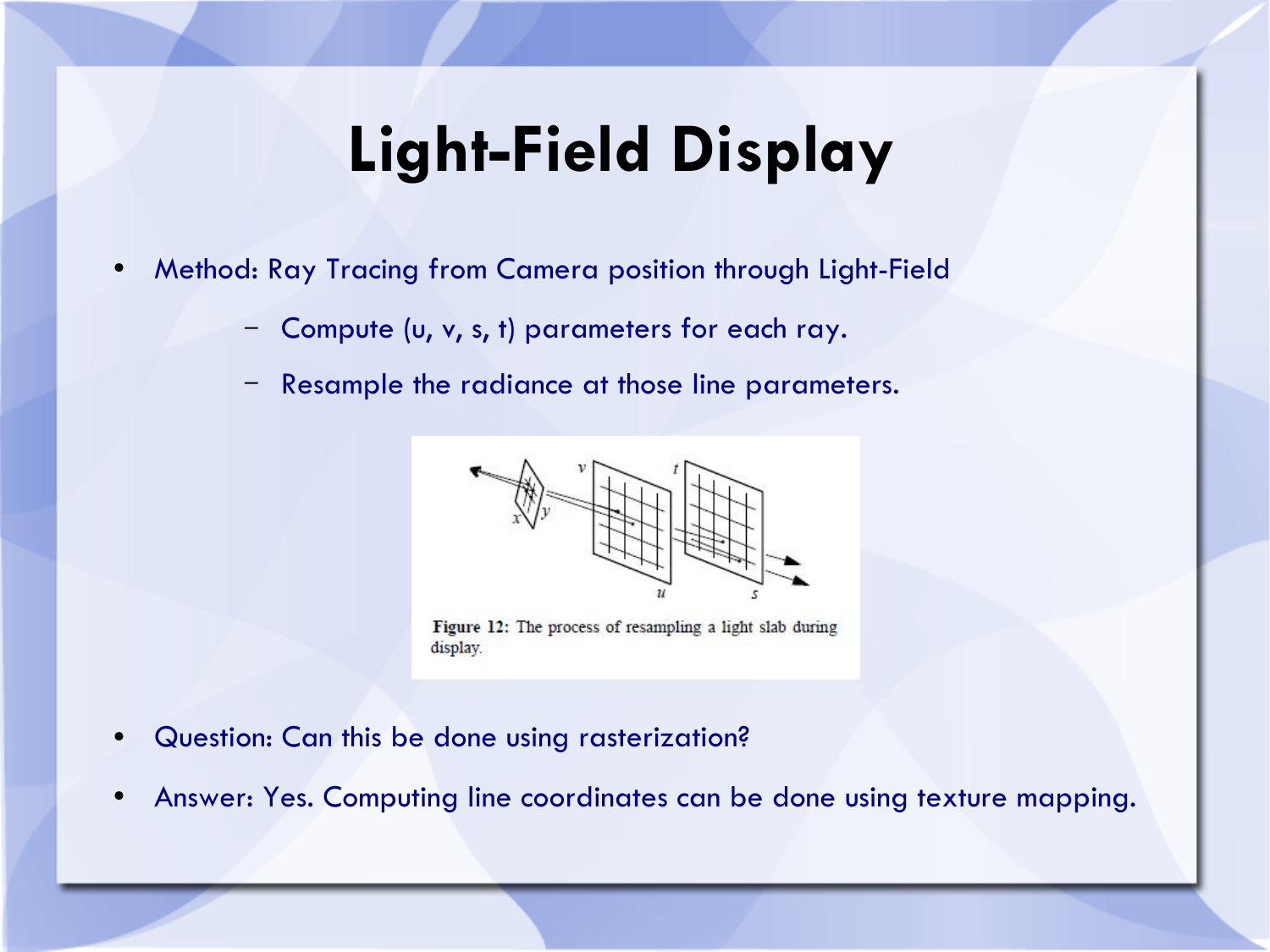# Light-Field Display

- Method: Ray Tracing from Camera position through Light-Field
  - Compute (u, v, s, t) parameters for each ray.
  - Resample the radiance at those line parameters.

**Figure 12:** The process of resampling a light slab during display.

- Question: Can this be done using rasterization?
- Answer: Yes. Computing line coordinates can be done using texture mapping.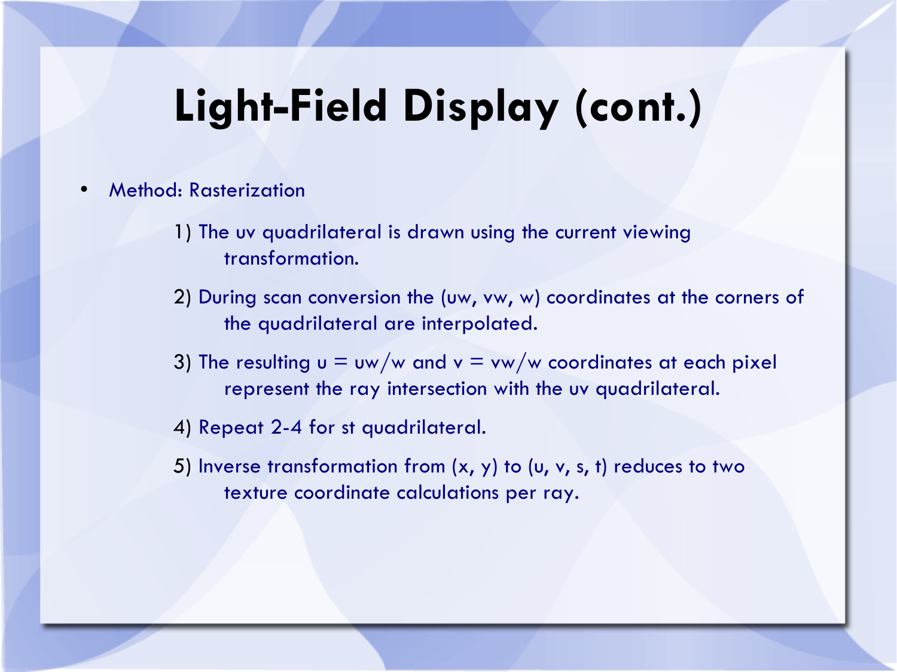# Light-Field Display (cont.)

- Method: Rasterization

    1) The uv quadrilateral is drawn using the current viewing transformation.

    2) During scan conversion the $(uw, vw, w)$ coordinates at the corners of the quadrilateral are interpolated.

    3) The resulting $u = uw/w$ and $v = vw/w$ coordinates at each pixel represent the ray intersection with the uv quadrilateral.

    4) Repeat 2-4 for st quadrilateral.

    5) Inverse transformation from $(x, y)$ to $(u, v, s, t)$ reduces to two texture coordinate calculations per ray.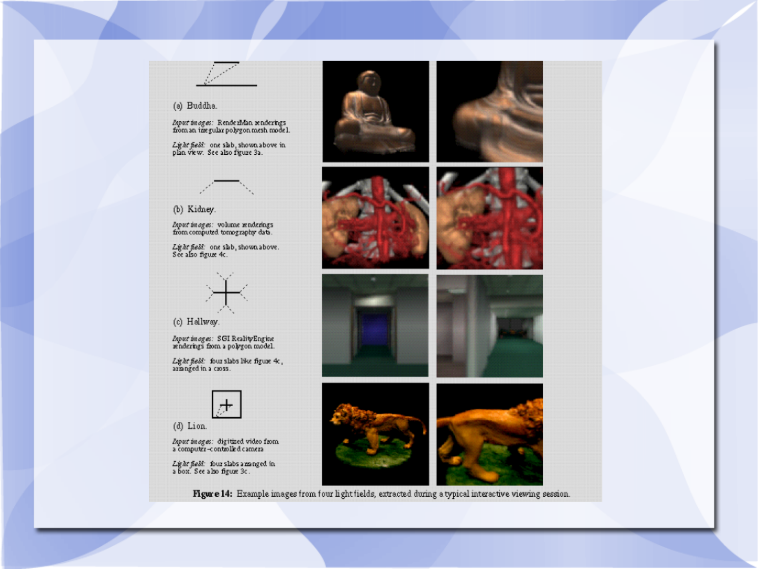(a) Buddha.

*Input images:* RenderMan renderings from an irregular polygon mesh model.

*Light field:* one slab, shown above in plan view. See also figure 3a.

(b) Kidney.

*Input images:* volume renderings from computed tomography data.

*Light field:* one slab, shown above. See also figure 4c.

(c) Hallway.

*Input images:* SGI RealityEngine renderings from a polygon model.

*Light field:* four slabs like figure 4c, arranged in a cross.

(d) Lion.

*Input images:* digitized video from a computer-controlled camera

*Light field:* four slabs arranged in a box. See also figure 3c.

**Figure 14:** Example images from four light fields, extracted during a typical interactive viewing session.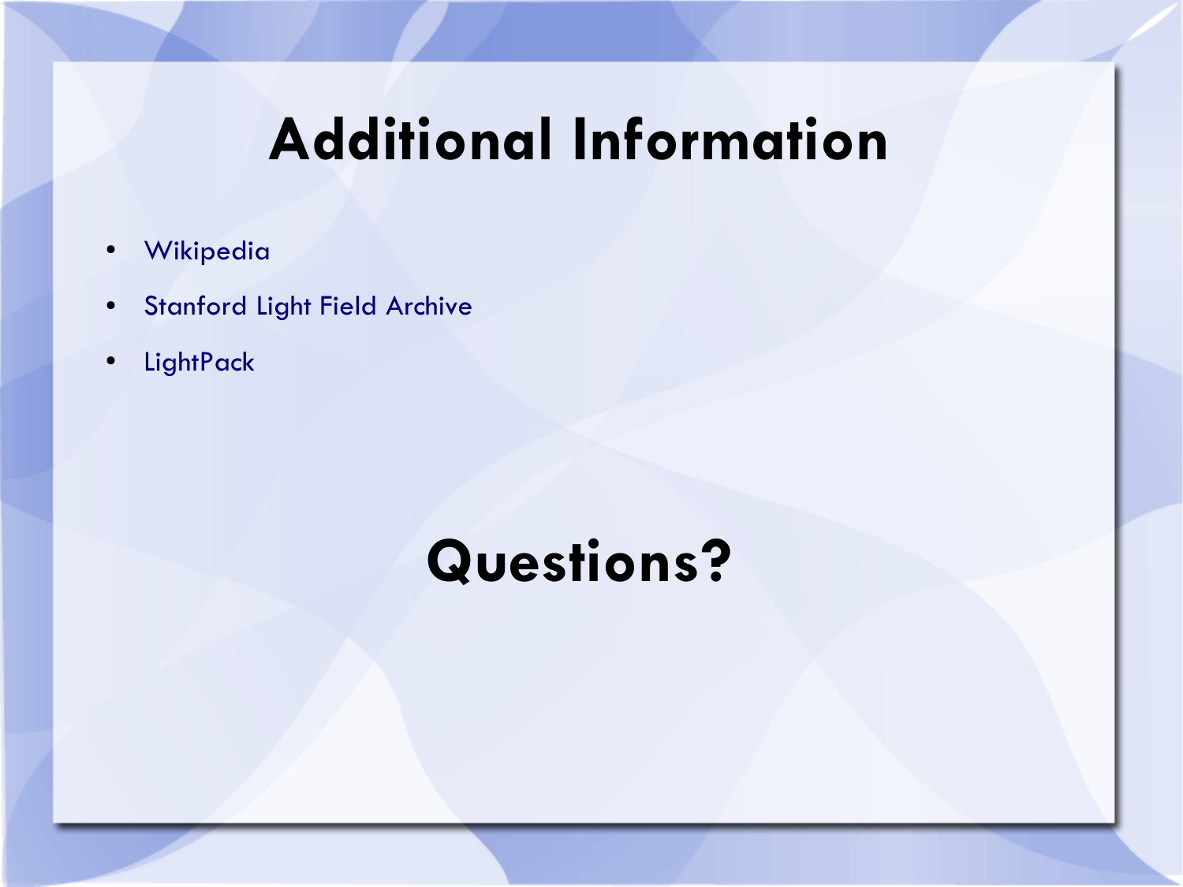# Additional Information

- Wikipedia
- Stanford Light Field Archive
- LightPack

# Questions?